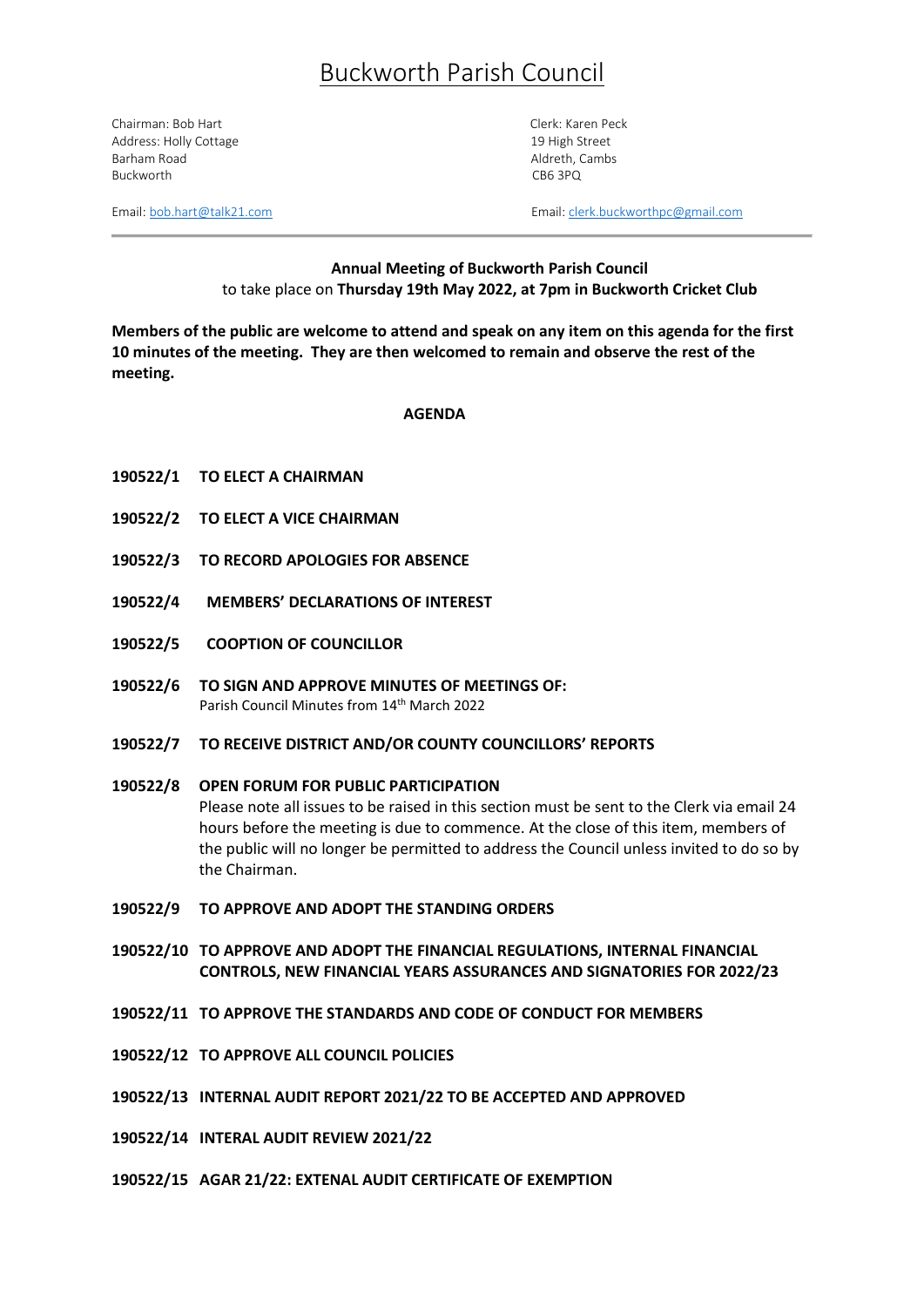# Buckworth Parish Council

Chairman: Bob Hart
Address: Holly Cottage
Barham Road
Buckworth

Email: bob.hart@talk21.com

Clerk: Karen Peck
19 High Street
Aldreth, Cambs
CB6 3PQ

Email: clerk.buckworthpc@gmail.com

---

**Annual Meeting of Buckworth Parish Council**
to take place on **Thursday 19th May 2022, at 7pm in Buckworth Cricket Club**

**Members of the public are welcome to attend and speak on any item on this agenda for the first 10 minutes of the meeting. They are then welcomed to remain and observe the rest of the meeting.**

**AGENDA**

**190522/1 TO ELECT A CHAIRMAN**

**190522/2 TO ELECT A VICE CHAIRMAN**

**190522/3 TO RECORD APOLOGIES FOR ABSENCE**

**190522/4 MEMBERS' DECLARATIONS OF INTEREST**

**190522/5 COOPTION OF COUNCILLOR**

**190522/6 TO SIGN AND APPROVE MINUTES OF MEETINGS OF:**
Parish Council Minutes from 14th March 2022

**190522/7 TO RECEIVE DISTRICT AND/OR COUNTY COUNCILLORS' REPORTS**

**190522/8 OPEN FORUM FOR PUBLIC PARTICIPATION**
Please note all issues to be raised in this section must be sent to the Clerk via email 24 hours before the meeting is due to commence. At the close of this item, members of the public will no longer be permitted to address the Council unless invited to do so by the Chairman.

**190522/9 TO APPROVE AND ADOPT THE STANDING ORDERS**

**190522/10 TO APPROVE AND ADOPT THE FINANCIAL REGULATIONS, INTERNAL FINANCIAL CONTROLS, NEW FINANCIAL YEARS ASSURANCES AND SIGNATORIES FOR 2022/23**

**190522/11 TO APPROVE THE STANDARDS AND CODE OF CONDUCT FOR MEMBERS**

**190522/12 TO APPROVE ALL COUNCIL POLICIES**

**190522/13 INTERNAL AUDIT REPORT 2021/22 TO BE ACCEPTED AND APPROVED**

**190522/14 INTERAL AUDIT REVIEW 2021/22**

**190522/15 AGAR 21/22: EXTENAL AUDIT CERTIFICATE OF EXEMPTION**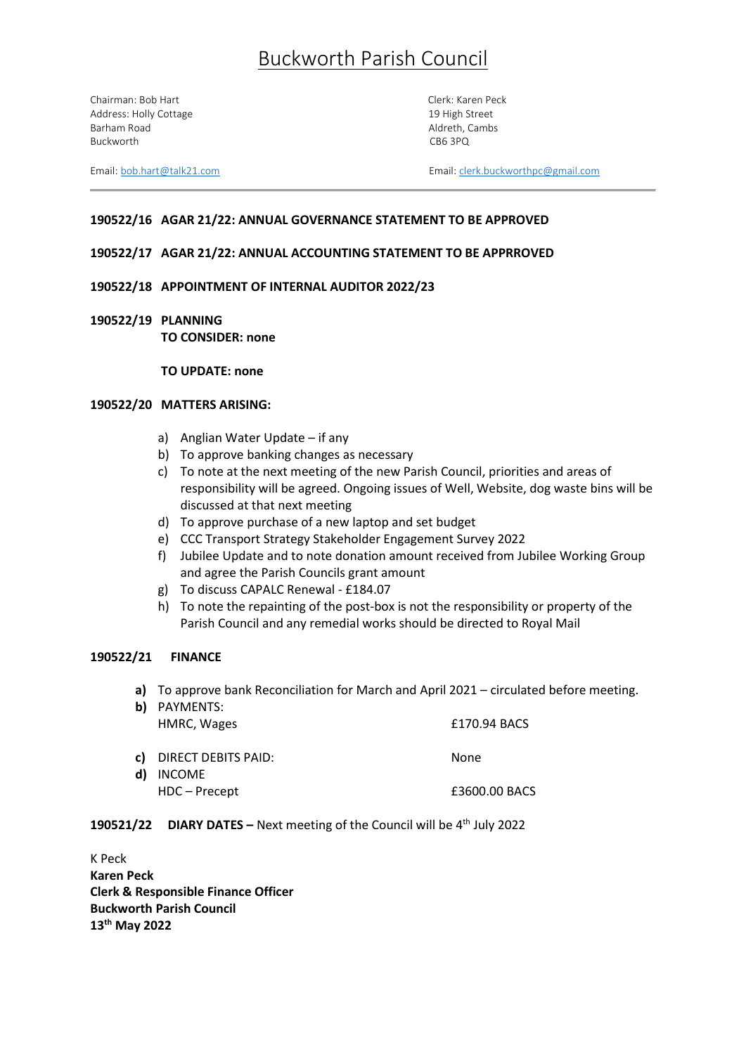# Buckworth Parish Council

Chairman: Bob Hart
Address: Holly Cottage
Barham Road
Buckworth

Email: bob.hart@talk21.com

Clerk: Karen Peck
19 High Street
Aldreth, Cambs
CB6 3PQ

Email: clerk.buckworthpc@gmail.com

---

**190522/16 AGAR 21/22: ANNUAL GOVERNANCE STATEMENT TO BE APPROVED**

**190522/17 AGAR 21/22: ANNUAL ACCOUNTING STATEMENT TO BE APPRROVED**

**190522/18 APPOINTMENT OF INTERNAL AUDITOR 2022/23**

**190522/19 PLANNING**
**TO CONSIDER: none**

**TO UPDATE: none**

**190522/20 MATTERS ARISING:**

a) Anglian Water Update – if any
b) To approve banking changes as necessary
c) To note at the next meeting of the new Parish Council, priorities and areas of responsibility will be agreed. Ongoing issues of Well, Website, dog waste bins will be discussed at that next meeting
d) To approve purchase of a new laptop and set budget
e) CCC Transport Strategy Stakeholder Engagement Survey 2022
f) Jubilee Update and to note donation amount received from Jubilee Working Group and agree the Parish Councils grant amount
g) To discuss CAPALC Renewal - £184.07
h) To note the repainting of the post-box is not the responsibility or property of the Parish Council and any remedial works should be directed to Royal Mail

**190522/21 FINANCE**

**a)** To approve bank Reconciliation for March and April 2021 – circulated before meeting.

**b)** PAYMENTS:

| | |
|---|---|
| HMRC, Wages | £170.94 BACS |

**c)** DIRECT DEBITS PAID: None

**d)** INCOME

| | |
|---|---|
| HDC – Precept | £3600.00 BACS |

**190521/22 DIARY DATES –** Next meeting of the Council will be 4th July 2022

K Peck
**Karen Peck**
**Clerk & Responsible Finance Officer**
**Buckworth Parish Council**
**13th May 2022**